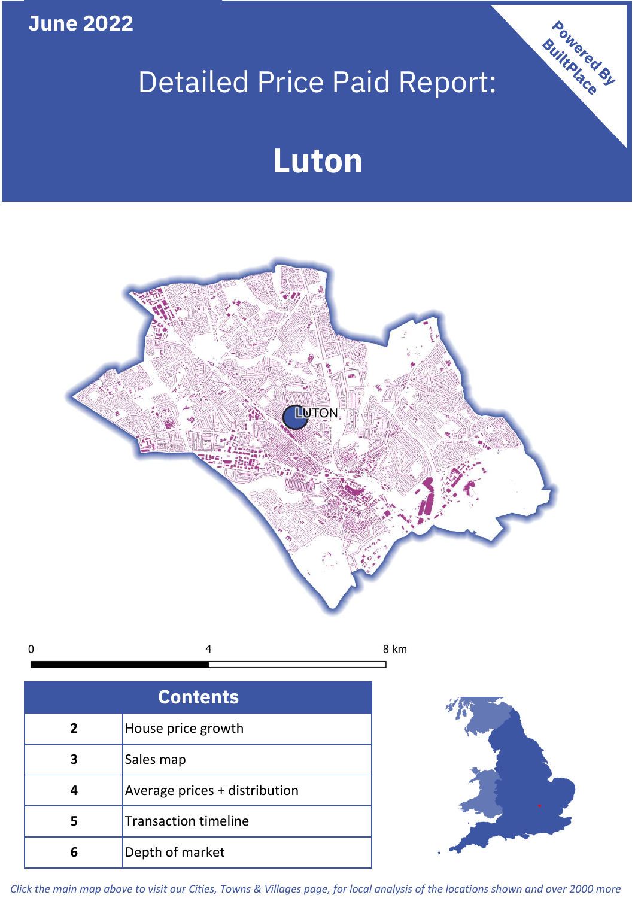June 2022

# Detailed Price Paid Report:

# Luton

Powered By BuiltPlace

| Contents | |
|---|---|
| 2 | House price growth |
| 3 | Sales map |
| 4 | Average prices + distribution |
| 5 | Transaction timeline |
| 6 | Depth of market |

*Click the main map above to visit our Cities, Towns & Villages page, for local analysis of the locations shown and over 2000 more*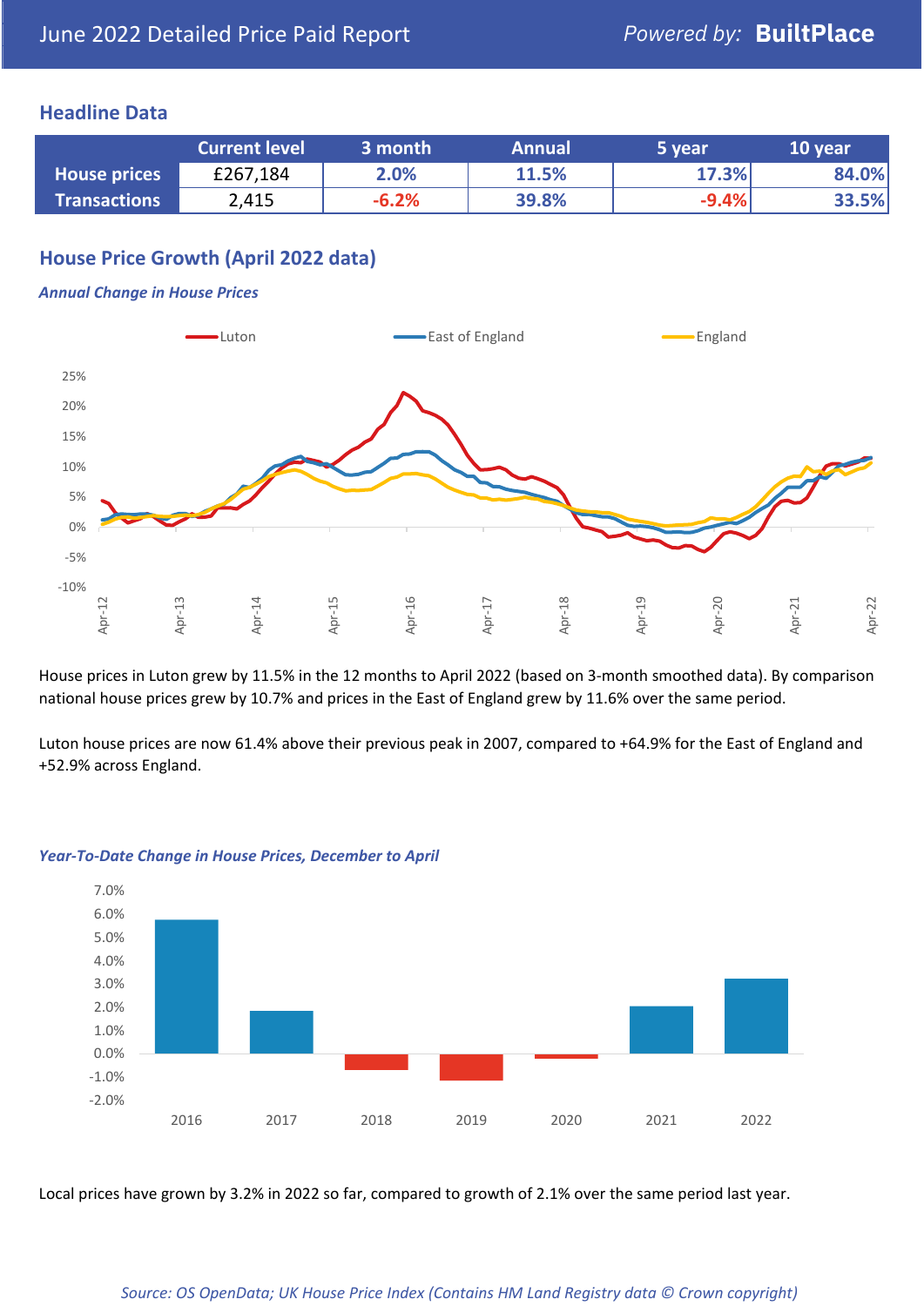# June 2022 Detailed Price Paid Report

Powered by: **BuiltPlace**

## Headline Data

| | Current level | 3 month | Annual | 5 year | 10 year |
|---|---|---|---|---|---|
| **House prices** | £267,184 | 2.0% | 11.5% | 17.3% | 84.0% |
| **Transactions** | 2,415 | -6.2% | 39.8% | -9.4% | 33.5% |

## House Price Growth (April 2022 data)

***Annual Change in House Prices***

House prices in Luton grew by 11.5% in the 12 months to April 2022 (based on 3-month smoothed data). By comparison national house prices grew by 10.7% and prices in the East of England grew by 11.6% over the same period.

Luton house prices are now 61.4% above their previous peak in 2007, compared to +64.9% for the East of England and +52.9% across England.

***Year-To-Date Change in House Prices, December to April***

Local prices have grown by 3.2% in 2022 so far, compared to growth of 2.1% over the same period last year.

*Source: OS OpenData; UK House Price Index (Contains HM Land Registry data © Crown copyright)*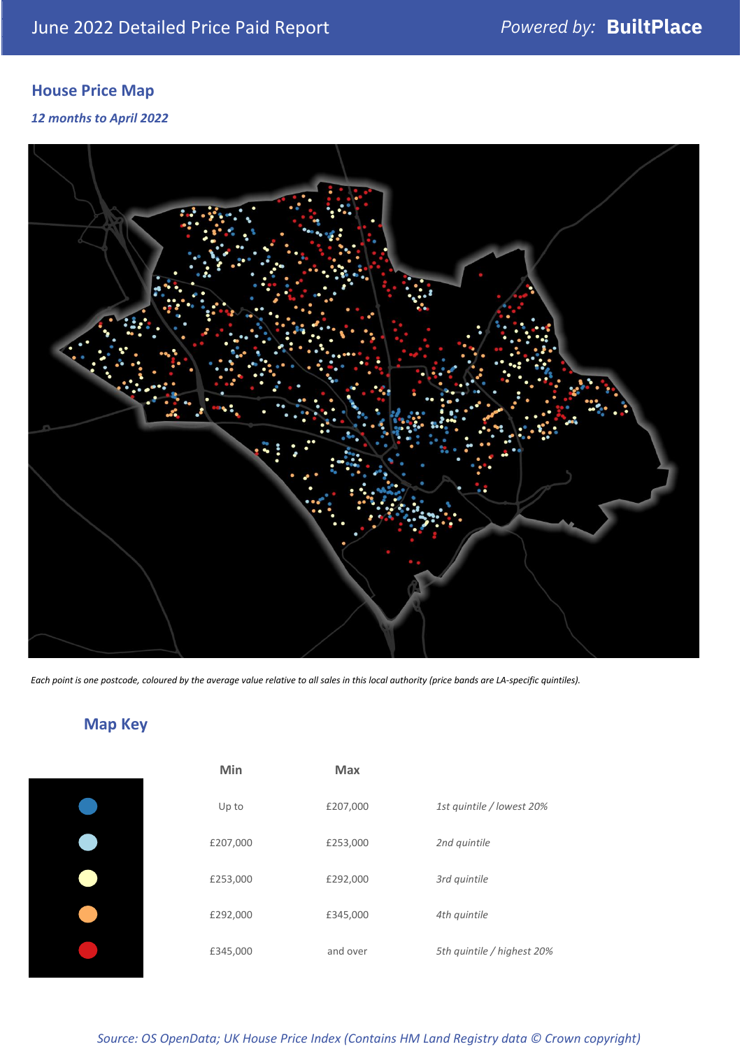June 2022 Detailed Price Paid Report

*Powered by:* **BuiltPlace**

## House Price Map

*12 months to April 2022*

*Each point is one postcode, coloured by the average value relative to all sales in this local authority (price bands are LA-specific quintiles).*

## Map Key

| | Min | Max | |
|---|---|---|---|
| ● (dark blue) | Up to | £207,000 | *1st quintile / lowest 20%* |
| ● (light blue) | £207,000 | £253,000 | *2nd quintile* |
| ● (pale yellow) | £253,000 | £292,000 | *3rd quintile* |
| ● (orange) | £292,000 | £345,000 | *4th quintile* |
| ● (red) | £345,000 | and over | *5th quintile / highest 20%* |

*Source: OS OpenData; UK House Price Index (Contains HM Land Registry data © Crown copyright)*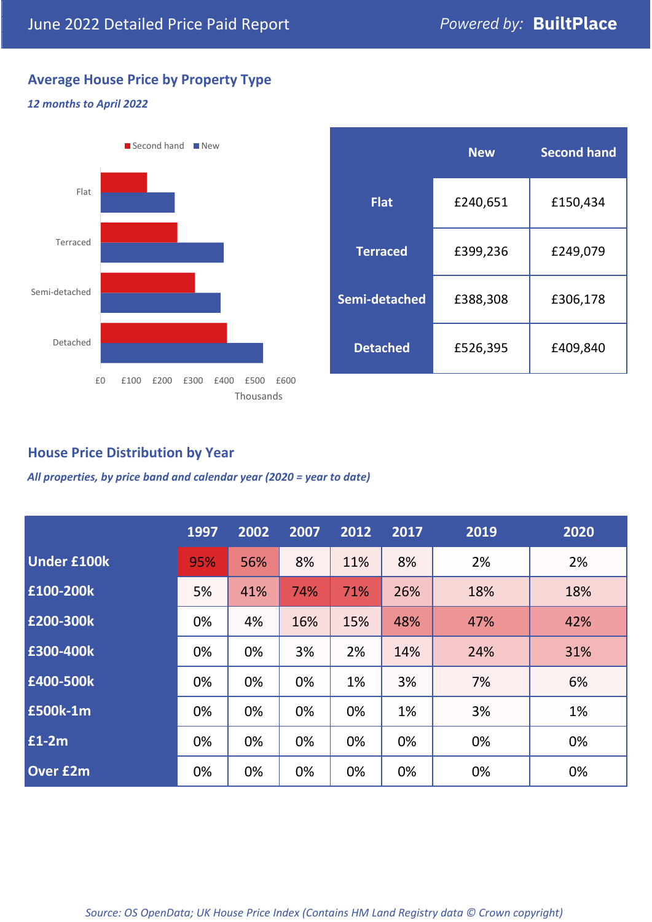June 2022 Detailed Price Paid Report

Powered by: **BuiltPlace**

## Average House Price by Property Type

*12 months to April 2022*

■ Second hand ■ New

Flat

Terraced

Semi-detached

Detached

£0 £100 £200 £300 £400 £500 £600

Thousands

| | New | Second hand |
|---|---|---|
| **Flat** | £240,651 | £150,434 |
| **Terraced** | £399,236 | £249,079 |
| **Semi-detached** | £388,308 | £306,178 |
| **Detached** | £526,395 | £409,840 |

## House Price Distribution by Year

*All properties, by price band and calendar year (2020 = year to date)*

| | 1997 | 2002 | 2007 | 2012 | 2017 | 2019 | 2020 |
|---|---|---|---|---|---|---|---|
| **Under £100k** | 95% | 56% | 8% | 11% | 8% | 2% | 2% |
| **£100-200k** | 5% | 41% | 74% | 71% | 26% | 18% | 18% |
| **£200-300k** | 0% | 4% | 16% | 15% | 48% | 47% | 42% |
| **£300-400k** | 0% | 0% | 3% | 2% | 14% | 24% | 31% |
| **£400-500k** | 0% | 0% | 0% | 1% | 3% | 7% | 6% |
| **£500k-1m** | 0% | 0% | 0% | 0% | 1% | 3% | 1% |
| **£1-2m** | 0% | 0% | 0% | 0% | 0% | 0% | 0% |
| **Over £2m** | 0% | 0% | 0% | 0% | 0% | 0% | 0% |

*Source: OS OpenData; UK House Price Index (Contains HM Land Registry data © Crown copyright)*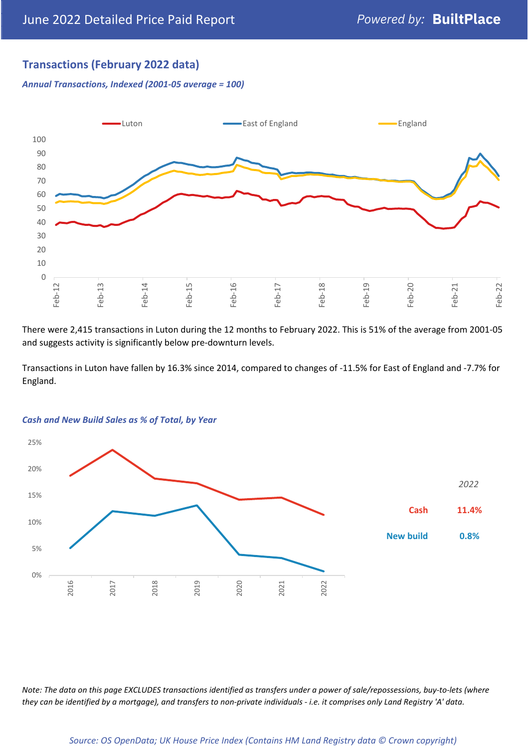## Transactions (February 2022 data)

*Annual Transactions, Indexed (2001-05 average = 100)*

There were 2,415 transactions in Luton during the 12 months to February 2022. This is 51% of the average from 2001-05 and suggests activity is significantly below pre-downturn levels.

Transactions in Luton have fallen by 16.3% since 2014, compared to changes of -11.5% for East of England and -7.7% for England.

*Cash and New Build Sales as % of Total, by Year*

| *2022* | |
|---|---|
| Cash | 11.4% |
| New build | 0.8% |

*Note: The data on this page EXCLUDES transactions identified as transfers under a power of sale/repossessions, buy-to-lets (where they can be identified by a mortgage), and transfers to non-private individuals - i.e. it comprises only Land Registry 'A' data.*

*Source: OS OpenData; UK House Price Index (Contains HM Land Registry data © Crown copyright)*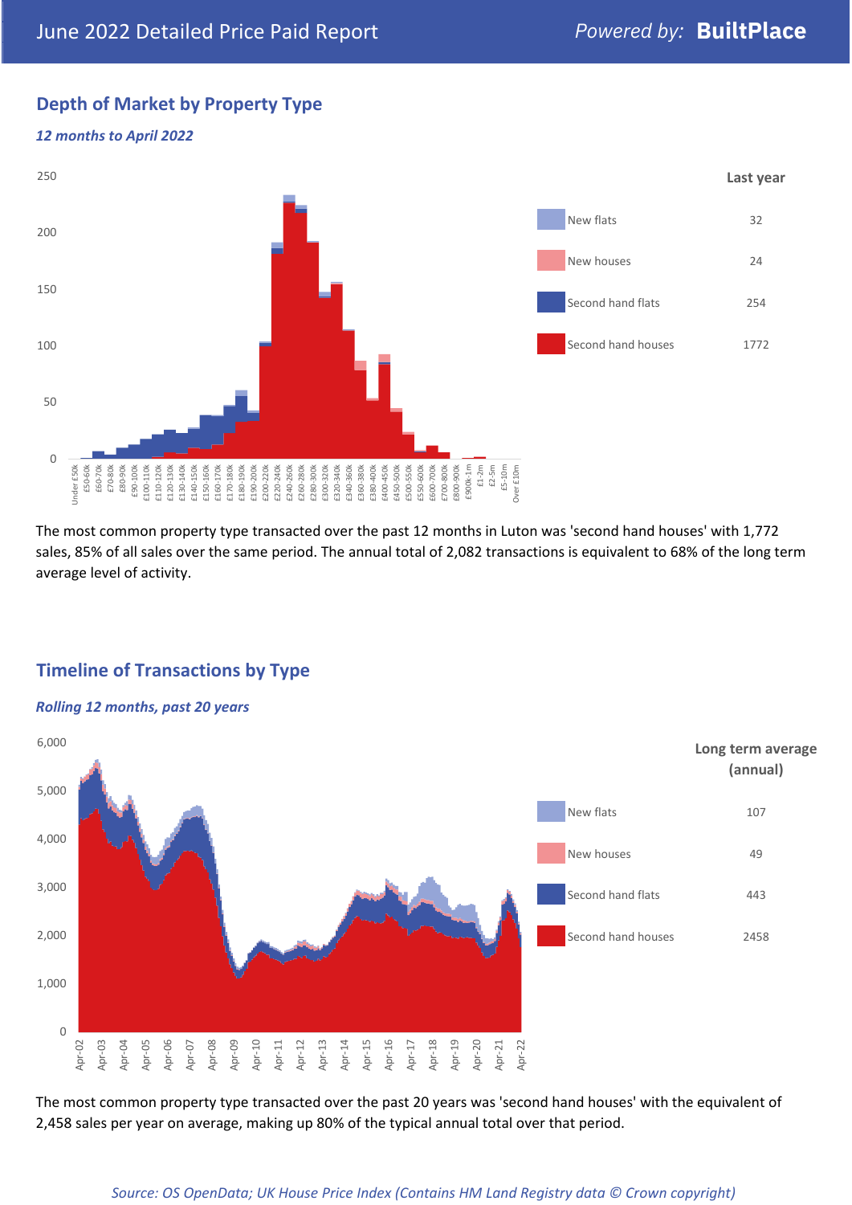# June 2022 Detailed Price Paid Report

*Powered by:* **BuiltPlace**

## Depth of Market by Property Type

*12 months to April 2022*

250
200
150
100
50
0

Under £50k, £50-60k, £60-70k, £70-80k, £80-90k, £90-100k, £100-110k, £110-120k, £120-130k, £130-140k, £140-150k, £150-160k, £160-170k, £170-180k, £180-190k, £190-200k, £200-220k, £220-240k, £240-260k, £260-280k, £280-300k, £300-320k, £320-340k, £340-360k, £360-380k, £380-400k, £400-450k, £450-500k, £500-550k, £550-600k, £600-700k, £700-800k, £800-900k, £900k-1m, £1-2m, £2-5m, £5-10m, Over £10m

Last year

New flats 32
New houses 24
Second hand flats 254
Second hand houses 1772

The most common property type transacted over the past 12 months in Luton was 'second hand houses' with 1,772 sales, 85% of all sales over the same period. The annual total of 2,082 transactions is equivalent to 68% of the long term average level of activity.

## Timeline of Transactions by Type

*Rolling 12 months, past 20 years*

6,000
5,000
4,000
3,000
2,000
1,000
0

Apr-02, Apr-03, Apr-04, Apr-05, Apr-06, Apr-07, Apr-08, Apr-09, Apr-10, Apr-11, Apr-12, Apr-13, Apr-14, Apr-15, Apr-16, Apr-17, Apr-18, Apr-19, Apr-20, Apr-21, Apr-22

Long term average (annual)

New flats 107
New houses 49
Second hand flats 443
Second hand houses 2458

The most common property type transacted over the past 20 years was 'second hand houses' with the equivalent of 2,458 sales per year on average, making up 80% of the typical annual total over that period.

*Source: OS OpenData; UK House Price Index (Contains HM Land Registry data © Crown copyright)*